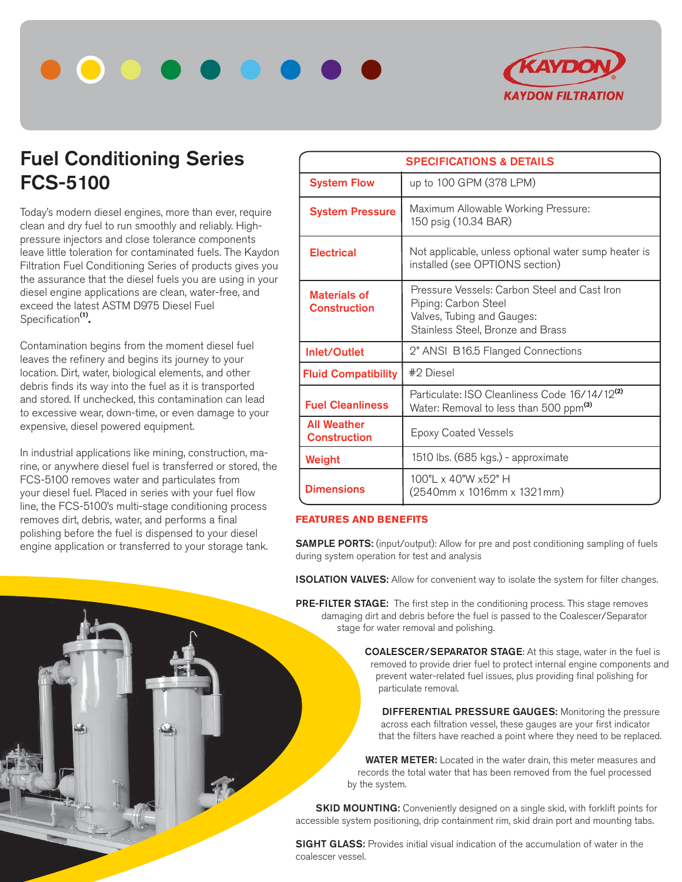KAYDON FILTRATION

# Fuel Conditioning Series FCS-5100

Today's modern diesel engines, more than ever, require clean and dry fuel to run smoothly and reliably. High-pressure injectors and close tolerance components leave little toleration for contaminated fuels. The Kaydon Filtration Fuel Conditioning Series of products gives you the assurance that the diesel fuels you are using in your diesel engine applications are clean, water-free, and exceed the latest ASTM D975 Diesel Fuel Specification[1].

Contamination begins from the moment diesel fuel leaves the refinery and begins its journey to your location. Dirt, water, biological elements, and other debris finds its way into the fuel as it is transported and stored. If unchecked, this contamination can lead to excessive wear, down-time, or even damage to your expensive, diesel powered equipment.

In industrial applications like mining, construction, marine, or anywhere diesel fuel is transferred or stored, the FCS-5100 removes water and particulates from your diesel fuel. Placed in series with your fuel flow line, the FCS-5100's multi-stage conditioning process removes dirt, debris, water, and performs a final polishing before the fuel is dispensed to your diesel engine application or transferred to your storage tank.

| SPECIFICATIONS & DETAILS | |
|---|---|
| System Flow | up to 100 GPM (378 LPM) |
| System Pressure | Maximum Allowable Working Pressure: 150 psig (10.34 BAR) |
| Electrical | Not applicable, unless optional water sump heater is installed (see OPTIONS section) |
| Materials of Construction | Pressure Vessels: Carbon Steel and Cast Iron<br>Piping: Carbon Steel<br>Valves, Tubing and Gauges: Stainless Steel, Bronze and Brass |
| Inlet/Outlet | 2" ANSI B16.5 Flanged Connections |
| Fluid Compatibility | #2 Diesel |
| Fuel Cleanliness | Particulate: ISO Cleanliness Code 16/14/12[2]<br>Water: Removal to less than 500 ppm[3] |
| All Weather Construction | Epoxy Coated Vessels |
| Weight | 1510 lbs. (685 kgs.) - approximate |
| Dimensions | 100"L x 40"W x52" H (2540mm x 1016mm x 1321mm) |

## FEATURES AND BENEFITS

**SAMPLE PORTS:** (input/output): Allow for pre and post conditioning sampling of fuels during system operation for test and analysis

**ISOLATION VALVES:** Allow for convenient way to isolate the system for filter changes.

**PRE-FILTER STAGE:** The first step in the conditioning process. This stage removes damaging dirt and debris before the fuel is passed to the Coalescer/Separator stage for water removal and polishing.

**COALESCER/SEPARATOR STAGE**: At this stage, water in the fuel is removed to provide drier fuel to protect internal engine components and prevent water-related fuel issues, plus providing final polishing for particulate removal.

**DIFFERENTIAL PRESSURE GAUGES:** Monitoring the pressure across each filtration vessel, these gauges are your first indicator that the filters have reached a point where they need to be replaced.

**WATER METER:** Located in the water drain, this meter measures and records the total water that has been removed from the fuel processed by the system.

**SKID MOUNTING:** Conveniently designed on a single skid, with forklift points for accessible system positioning, drip containment rim, skid drain port and mounting tabs.

**SIGHT GLASS:** Provides initial visual indication of the accumulation of water in the coalescer vessel.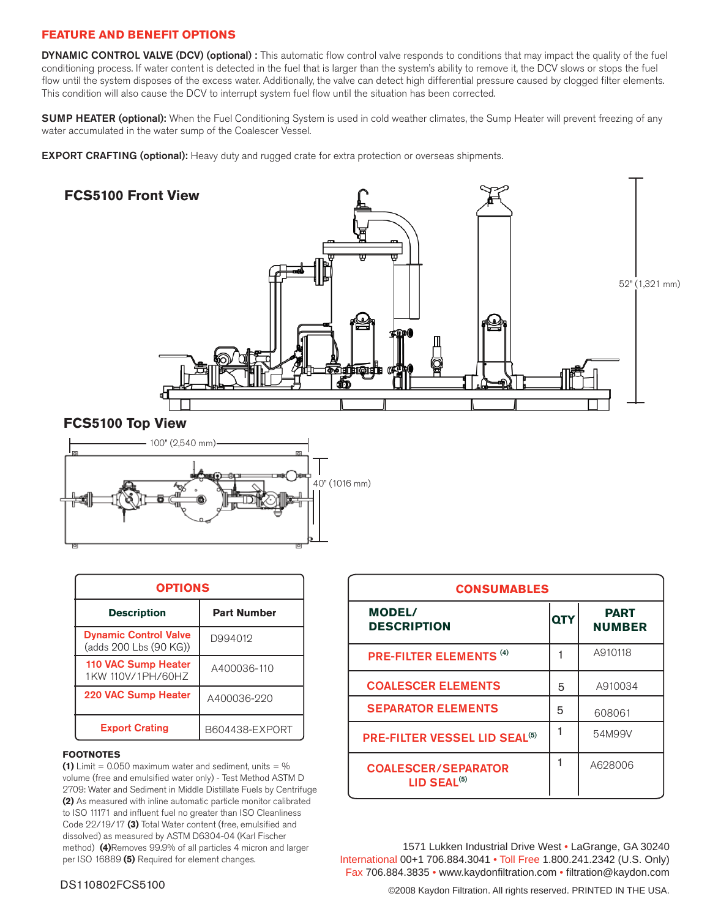## FEATURE AND BENEFIT OPTIONS

**DYNAMIC CONTROL VALVE (DCV) (optional) :** This automatic flow control valve responds to conditions that may impact the quality of the fuel conditioning process. If water content is detected in the fuel that is larger than the system's ability to remove it, the DCV slows or stops the fuel flow until the system disposes of the excess water. Additionally, the valve can detect high differential pressure caused by clogged filter elements. This condition will also cause the DCV to interrupt system fuel flow until the situation has been corrected.

**SUMP HEATER (optional):** When the Fuel Conditioning System is used in cold weather climates, the Sump Heater will prevent freezing of any water accumulated in the water sump of the Coalescer Vessel.

**EXPORT CRAFTING (optional):** Heavy duty and rugged crate for extra protection or overseas shipments.

### FCS5100 Front View

52" (1,321 mm)

### FCS5100 Top View

100" (2,540 mm)

40" (1016 mm)

| OPTIONS | |
|---|---|
| **Description** | **Part Number** |
| Dynamic Control Valve (adds 200 Lbs (90 KG)) | D994012 |
| 110 VAC Sump Heater 1KW 110V/1PH/60HZ | A400036-110 |
| 220 VAC Sump Heater | A400036-220 |
| Export Crating | B604438-EXPORT |

**FOOTNOTES**

**(1)** Limit = 0.050 maximum water and sediment, units = % volume (free and emulsified water only) - Test Method ASTM D 2709: Water and Sediment in Middle Distillate Fuels by Centrifuge **(2)** As measured with inline automatic particle monitor calibrated to ISO 11171 and influent fuel no greater than ISO Cleanliness Code 22/19/17 **(3)** Total Water content (free, emulsified and dissolved) as measured by ASTM D6304-04 (Karl Fischer method) **(4)**Removes 99.9% of all particles 4 micron and larger per ISO 16889 **(5)** Required for element changes.

| CONSUMABLES | | |
|---|---|---|
| **MODEL/ DESCRIPTION** | **QTY** | **PART NUMBER** |
| PRE-FILTER ELEMENTS [4] | 1 | A910118 |
| COALESCER ELEMENTS | 5 | A910034 |
| SEPARATOR ELEMENTS | 5 | 608061 |
| PRE-FILTER VESSEL LID SEAL[5] | 1 | 54M99V |
| COALESCER/SEPARATOR LID SEAL[5] | 1 | A628006 |

1571 Lukken Industrial Drive West • LaGrange, GA 30240
International 00+1 706.884.3041 • Toll Free 1.800.241.2342 (U.S. Only)
Fax 706.884.3835 • www.kaydonfiltration.com • filtration@kaydon.com

DS110802FCS5100

©2008 Kaydon Filtration. All rights reserved. PRINTED IN THE USA.